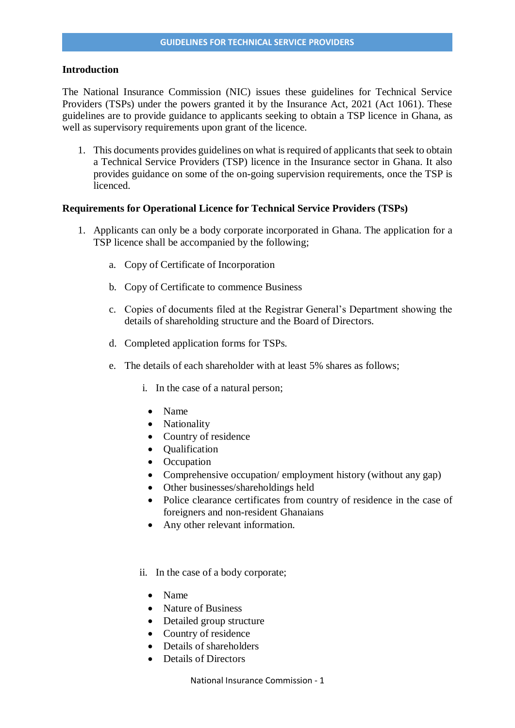# GUIDELINES FOR TECHNICAL SERVICE PROVIDERS

## Introduction

The National Insurance Commission (NIC) issues these guidelines for Technical Service Providers (TSPs) under the powers granted it by the Insurance Act, 2021 (Act 1061). These guidelines are to provide guidance to applicants seeking to obtain a TSP licence in Ghana, as well as supervisory requirements upon grant of the licence.

1. This documents provides guidelines on what is required of applicants that seek to obtain a Technical Service Providers (TSP) licence in the Insurance sector in Ghana. It also provides guidance on some of the on-going supervision requirements, once the TSP is licenced.

## Requirements for Operational Licence for Technical Service Providers (TSPs)

1. Applicants can only be a body corporate incorporated in Ghana. The application for a TSP licence shall be accompanied by the following;

   a. Copy of Certificate of Incorporation

   b. Copy of Certificate to commence Business

   c. Copies of documents filed at the Registrar General's Department showing the details of shareholding structure and the Board of Directors.

   d. Completed application forms for TSPs.

   e. The details of each shareholder with at least 5% shares as follows;

      i. In the case of a natural person;

         - Name
         - Nationality
         - Country of residence
         - Qualification
         - Occupation
         - Comprehensive occupation/ employment history (without any gap)
         - Other businesses/shareholdings held
         - Police clearance certificates from country of residence in the case of foreigners and non-resident Ghanaians
         - Any other relevant information.

      ii. In the case of a body corporate;

         - Name
         - Nature of Business
         - Detailed group structure
         - Country of residence
         - Details of shareholders
         - Details of Directors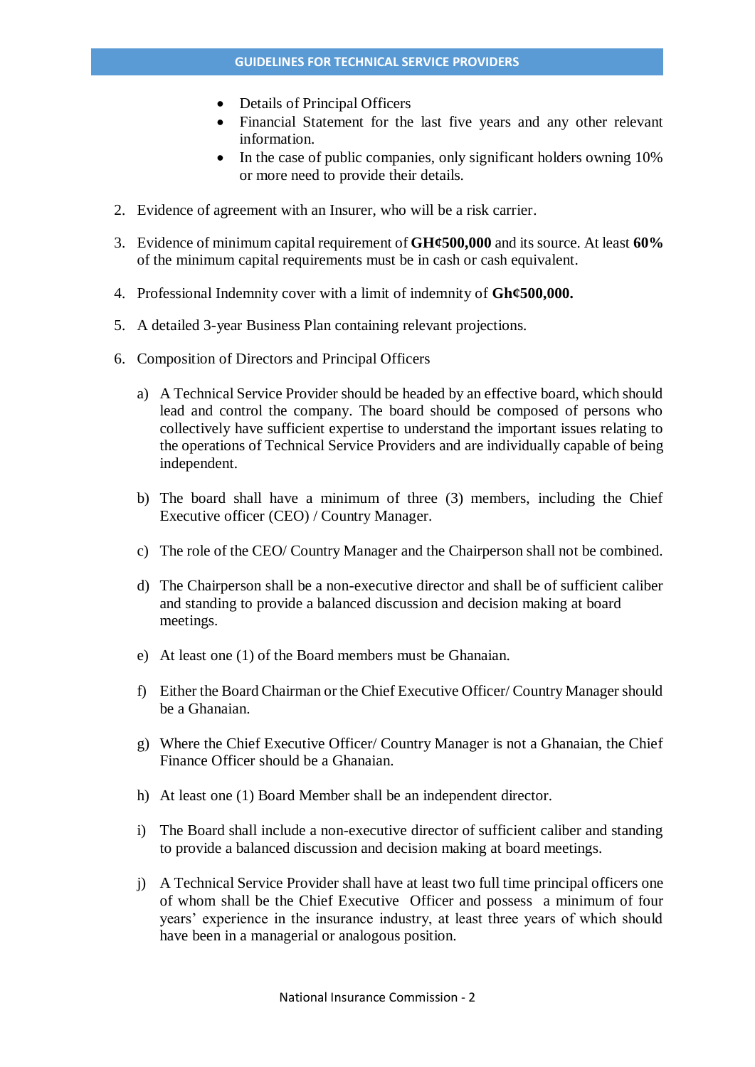- Details of Principal Officers
- Financial Statement for the last five years and any other relevant information.
- In the case of public companies, only significant holders owning 10% or more need to provide their details.

2. Evidence of agreement with an Insurer, who will be a risk carrier.

3. Evidence of minimum capital requirement of **GH¢500,000** and its source. At least **60%** of the minimum capital requirements must be in cash or cash equivalent.

4. Professional Indemnity cover with a limit of indemnity of **Gh¢500,000.**

5. A detailed 3-year Business Plan containing relevant projections.

6. Composition of Directors and Principal Officers

   a) A Technical Service Provider should be headed by an effective board, which should lead and control the company. The board should be composed of persons who collectively have sufficient expertise to understand the important issues relating to the operations of Technical Service Providers and are individually capable of being independent.

   b) The board shall have a minimum of three (3) members, including the Chief Executive officer (CEO) / Country Manager.

   c) The role of the CEO/ Country Manager and the Chairperson shall not be combined.

   d) The Chairperson shall be a non-executive director and shall be of sufficient caliber and standing to provide a balanced discussion and decision making at board meetings.

   e) At least one (1) of the Board members must be Ghanaian.

   f) Either the Board Chairman or the Chief Executive Officer/ Country Manager should be a Ghanaian.

   g) Where the Chief Executive Officer/ Country Manager is not a Ghanaian, the Chief Finance Officer should be a Ghanaian.

   h) At least one (1) Board Member shall be an independent director.

   i) The Board shall include a non-executive director of sufficient caliber and standing to provide a balanced discussion and decision making at board meetings.

   j) A Technical Service Provider shall have at least two full time principal officers one of whom shall be the Chief Executive Officer and possess a minimum of four years' experience in the insurance industry, at least three years of which should have been in a managerial or analogous position.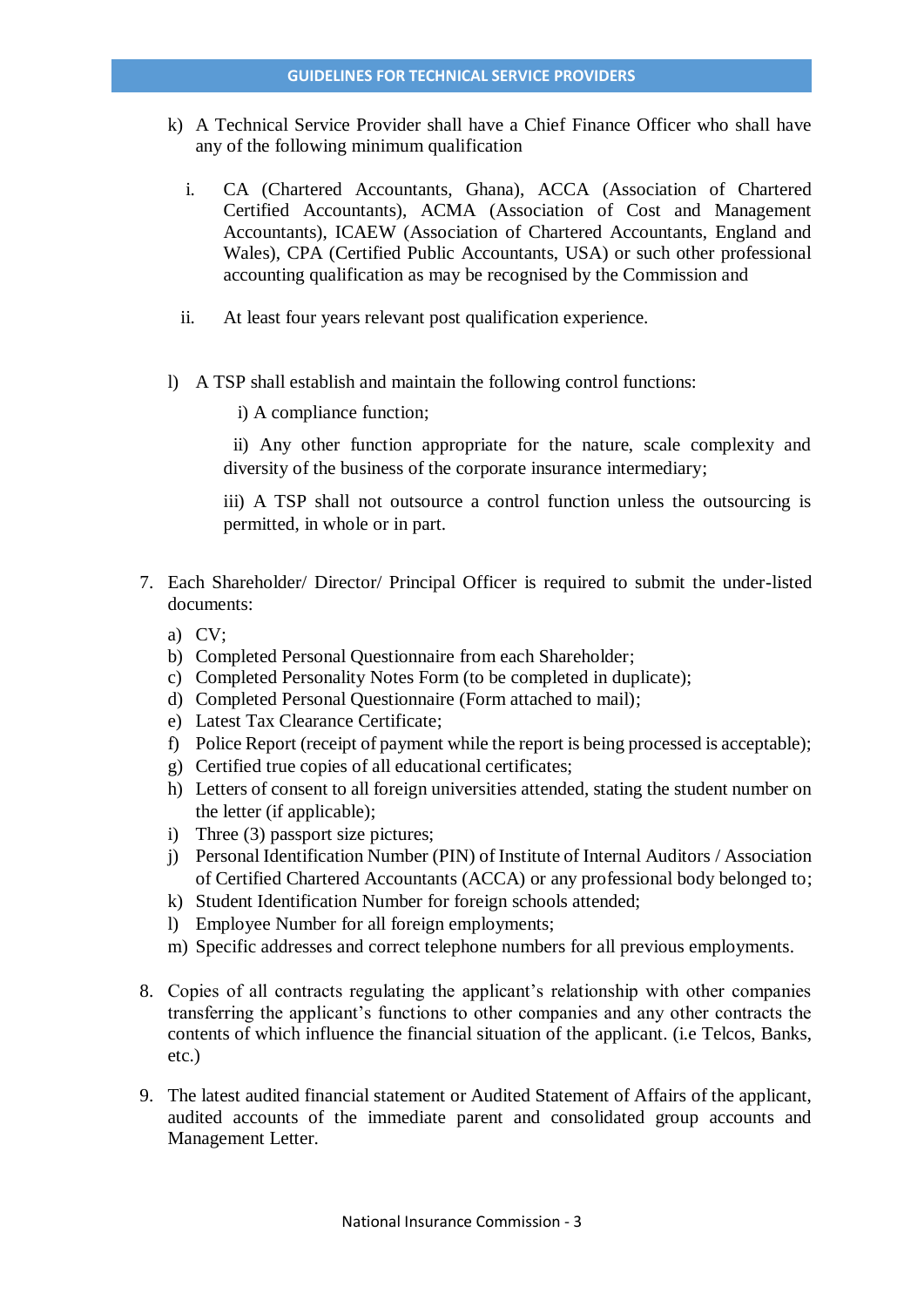k) A Technical Service Provider shall have a Chief Finance Officer who shall have any of the following minimum qualification

   i. CA (Chartered Accountants, Ghana), ACCA (Association of Chartered Certified Accountants), ACMA (Association of Cost and Management Accountants), ICAEW (Association of Chartered Accountants, England and Wales), CPA (Certified Public Accountants, USA) or such other professional accounting qualification as may be recognised by the Commission and

   ii. At least four years relevant post qualification experience.

l) A TSP shall establish and maintain the following control functions:

   i) A compliance function;

   ii) Any other function appropriate for the nature, scale complexity and diversity of the business of the corporate insurance intermediary;

   iii) A TSP shall not outsource a control function unless the outsourcing is permitted, in whole or in part.

7. Each Shareholder/ Director/ Principal Officer is required to submit the under-listed documents:
   a) CV;
   b) Completed Personal Questionnaire from each Shareholder;
   c) Completed Personality Notes Form (to be completed in duplicate);
   d) Completed Personal Questionnaire (Form attached to mail);
   e) Latest Tax Clearance Certificate;
   f) Police Report (receipt of payment while the report is being processed is acceptable);
   g) Certified true copies of all educational certificates;
   h) Letters of consent to all foreign universities attended, stating the student number on the letter (if applicable);
   i) Three (3) passport size pictures;
   j) Personal Identification Number (PIN) of Institute of Internal Auditors / Association of Certified Chartered Accountants (ACCA) or any professional body belonged to;
   k) Student Identification Number for foreign schools attended;
   l) Employee Number for all foreign employments;
   m) Specific addresses and correct telephone numbers for all previous employments.

8. Copies of all contracts regulating the applicant's relationship with other companies transferring the applicant's functions to other companies and any other contracts the contents of which influence the financial situation of the applicant. (i.e Telcos, Banks, etc.)

9. The latest audited financial statement or Audited Statement of Affairs of the applicant, audited accounts of the immediate parent and consolidated group accounts and Management Letter.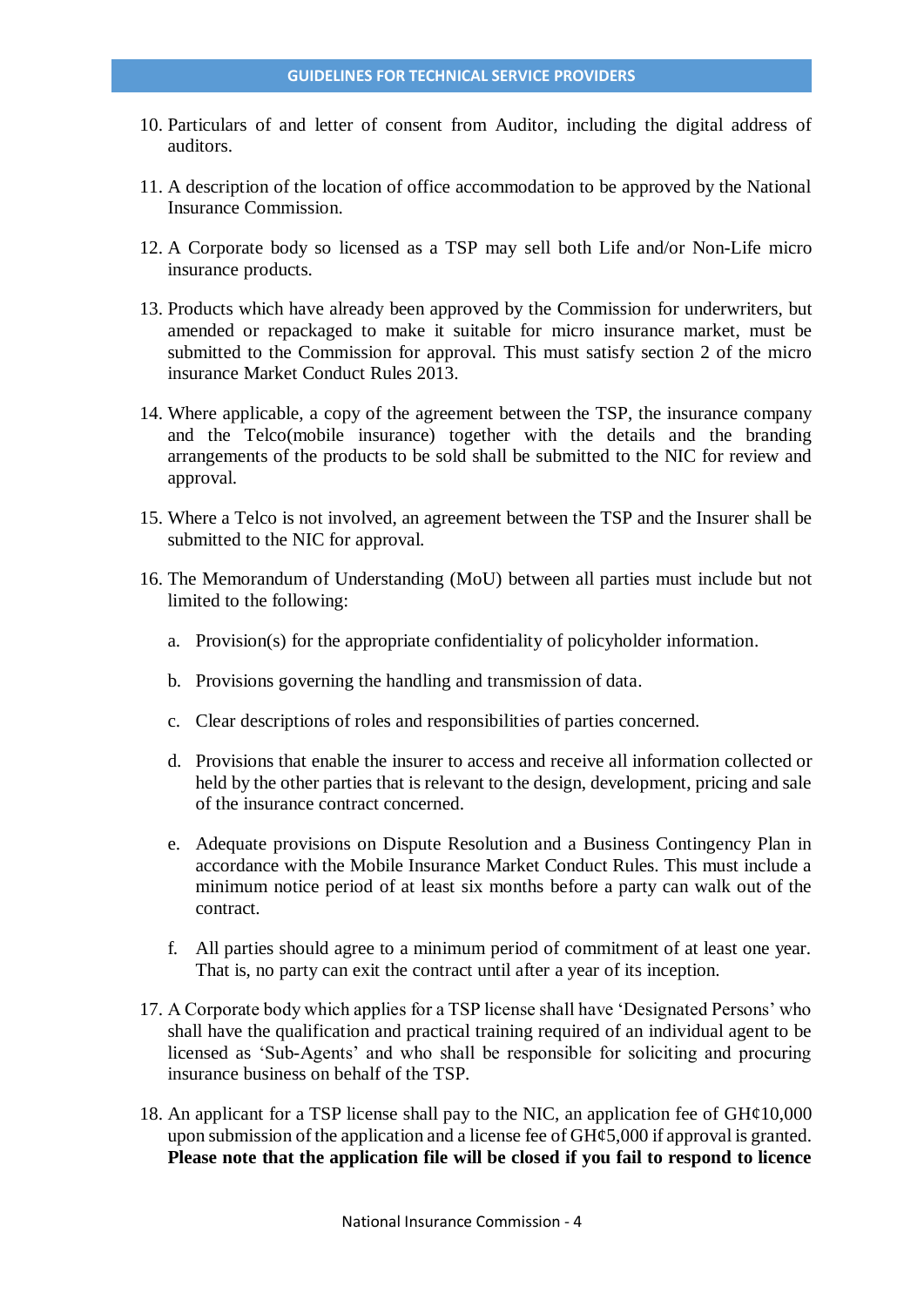10. Particulars of and letter of consent from Auditor, including the digital address of auditors.

11. A description of the location of office accommodation to be approved by the National Insurance Commission.

12. A Corporate body so licensed as a TSP may sell both Life and/or Non-Life micro insurance products.

13. Products which have already been approved by the Commission for underwriters, but amended or repackaged to make it suitable for micro insurance market, must be submitted to the Commission for approval. This must satisfy section 2 of the micro insurance Market Conduct Rules 2013.

14. Where applicable, a copy of the agreement between the TSP, the insurance company and the Telco(mobile insurance) together with the details and the branding arrangements of the products to be sold shall be submitted to the NIC for review and approval.

15. Where a Telco is not involved, an agreement between the TSP and the Insurer shall be submitted to the NIC for approval.

16. The Memorandum of Understanding (MoU) between all parties must include but not limited to the following:

    a. Provision(s) for the appropriate confidentiality of policyholder information.

    b. Provisions governing the handling and transmission of data.

    c. Clear descriptions of roles and responsibilities of parties concerned.

    d. Provisions that enable the insurer to access and receive all information collected or held by the other parties that is relevant to the design, development, pricing and sale of the insurance contract concerned.

    e. Adequate provisions on Dispute Resolution and a Business Contingency Plan in accordance with the Mobile Insurance Market Conduct Rules. This must include a minimum notice period of at least six months before a party can walk out of the contract.

    f. All parties should agree to a minimum period of commitment of at least one year. That is, no party can exit the contract until after a year of its inception.

17. A Corporate body which applies for a TSP license shall have 'Designated Persons' who shall have the qualification and practical training required of an individual agent to be licensed as 'Sub-Agents' and who shall be responsible for soliciting and procuring insurance business on behalf of the TSP.

18. An applicant for a TSP license shall pay to the NIC, an application fee of GH¢10,000 upon submission of the application and a license fee of GH¢5,000 if approval is granted. **Please note that the application file will be closed if you fail to respond to licence**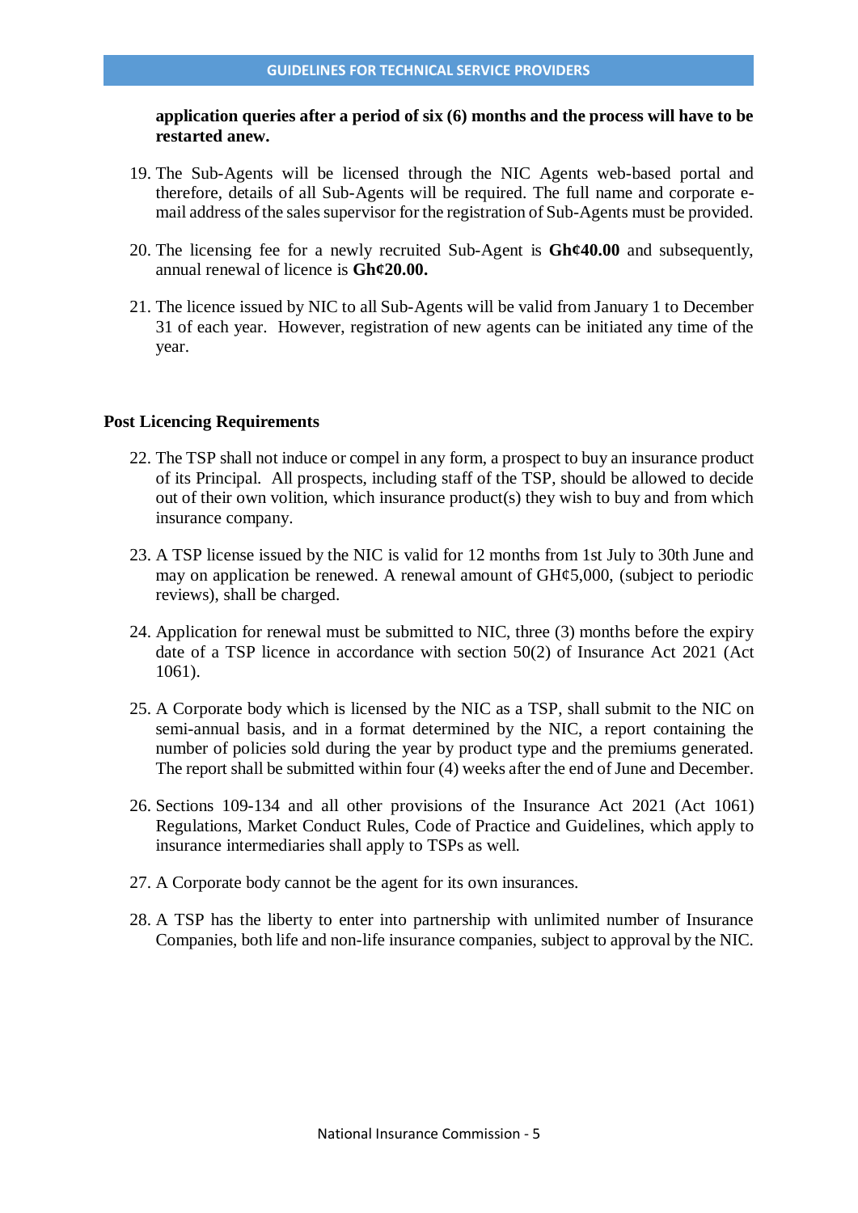**application queries after a period of six (6) months and the process will have to be restarted anew.**

19. The Sub-Agents will be licensed through the NIC Agents web-based portal and therefore, details of all Sub-Agents will be required. The full name and corporate e-mail address of the sales supervisor for the registration of Sub-Agents must be provided.

20. The licensing fee for a newly recruited Sub-Agent is **Gh¢40.00** and subsequently, annual renewal of licence is **Gh¢20.00.**

21. The licence issued by NIC to all Sub-Agents will be valid from January 1 to December 31 of each year. However, registration of new agents can be initiated any time of the year.

**Post Licencing Requirements**

22. The TSP shall not induce or compel in any form, a prospect to buy an insurance product of its Principal. All prospects, including staff of the TSP, should be allowed to decide out of their own volition, which insurance product(s) they wish to buy and from which insurance company.

23. A TSP license issued by the NIC is valid for 12 months from 1st July to 30th June and may on application be renewed. A renewal amount of GH¢5,000, (subject to periodic reviews), shall be charged.

24. Application for renewal must be submitted to NIC, three (3) months before the expiry date of a TSP licence in accordance with section 50(2) of Insurance Act 2021 (Act 1061).

25. A Corporate body which is licensed by the NIC as a TSP, shall submit to the NIC on semi-annual basis, and in a format determined by the NIC, a report containing the number of policies sold during the year by product type and the premiums generated. The report shall be submitted within four (4) weeks after the end of June and December.

26. Sections 109-134 and all other provisions of the Insurance Act 2021 (Act 1061) Regulations, Market Conduct Rules, Code of Practice and Guidelines, which apply to insurance intermediaries shall apply to TSPs as well.

27. A Corporate body cannot be the agent for its own insurances.

28. A TSP has the liberty to enter into partnership with unlimited number of Insurance Companies, both life and non-life insurance companies, subject to approval by the NIC.